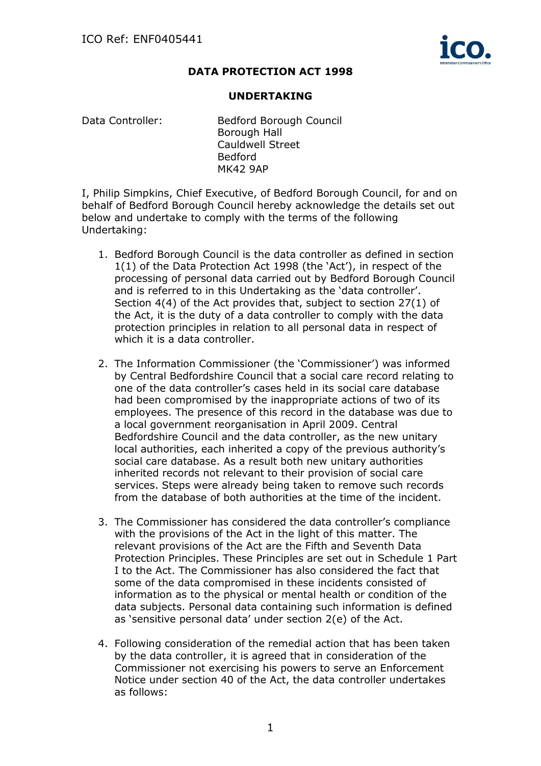ICO Ref: ENF0405441

**DATA PROTECTION ACT 1998**

**UNDERTAKING**

Data Controller: Bedford Borough Council
Borough Hall
Cauldwell Street
Bedford
MK42 9AP

I, Philip Simpkins, Chief Executive, of Bedford Borough Council, for and on behalf of Bedford Borough Council hereby acknowledge the details set out below and undertake to comply with the terms of the following Undertaking:

1. Bedford Borough Council is the data controller as defined in section 1(1) of the Data Protection Act 1998 (the 'Act'), in respect of the processing of personal data carried out by Bedford Borough Council and is referred to in this Undertaking as the 'data controller'. Section 4(4) of the Act provides that, subject to section 27(1) of the Act, it is the duty of a data controller to comply with the data protection principles in relation to all personal data in respect of which it is a data controller.

2. The Information Commissioner (the 'Commissioner') was informed by Central Bedfordshire Council that a social care record relating to one of the data controller's cases held in its social care database had been compromised by the inappropriate actions of two of its employees. The presence of this record in the database was due to a local government reorganisation in April 2009. Central Bedfordshire Council and the data controller, as the new unitary local authorities, each inherited a copy of the previous authority's social care database. As a result both new unitary authorities inherited records not relevant to their provision of social care services. Steps were already being taken to remove such records from the database of both authorities at the time of the incident.

3. The Commissioner has considered the data controller's compliance with the provisions of the Act in the light of this matter. The relevant provisions of the Act are the Fifth and Seventh Data Protection Principles. These Principles are set out in Schedule 1 Part I to the Act. The Commissioner has also considered the fact that some of the data compromised in these incidents consisted of information as to the physical or mental health or condition of the data subjects. Personal data containing such information is defined as 'sensitive personal data' under section 2(e) of the Act.

4. Following consideration of the remedial action that has been taken by the data controller, it is agreed that in consideration of the Commissioner not exercising his powers to serve an Enforcement Notice under section 40 of the Act, the data controller undertakes as follows: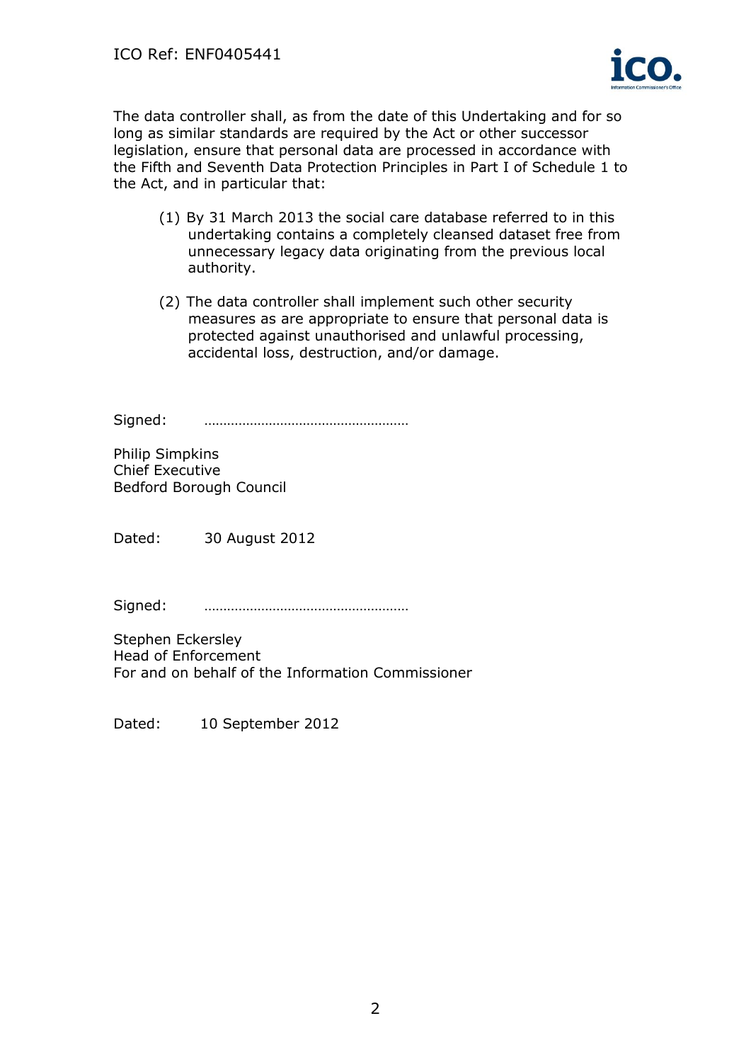The data controller shall, as from the date of this Undertaking and for so long as similar standards are required by the Act or other successor legislation, ensure that personal data are processed in accordance with the Fifth and Seventh Data Protection Principles in Part I of Schedule 1 to the Act, and in particular that:

(1) By 31 March 2013 the social care database referred to in this undertaking contains a completely cleansed dataset free from unnecessary legacy data originating from the previous local authority.

(2) The data controller shall implement such other security measures as are appropriate to ensure that personal data is protected against unauthorised and unlawful processing, accidental loss, destruction, and/or damage.

Signed: ………………………………………………

Philip Simpkins
Chief Executive
Bedford Borough Council

Dated: 30 August 2012

Signed: ………………………………………………

Stephen Eckersley
Head of Enforcement
For and on behalf of the Information Commissioner

Dated: 10 September 2012